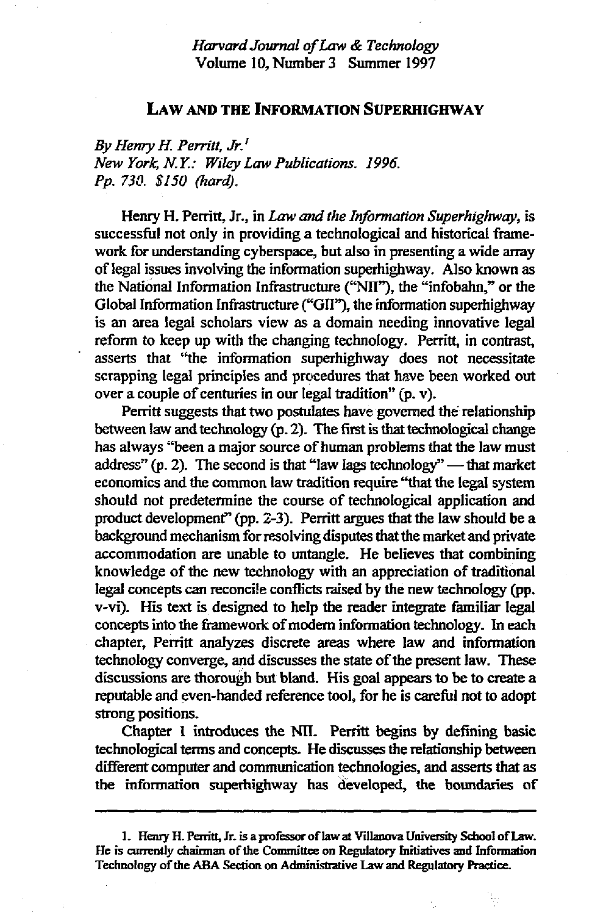*Harvard Journal of Law & Technology*
Volume 10, Number 3 Summer 1997

## LAW AND THE INFORMATION SUPERHIGHWAY

*By Henry H. Perritt, Jr.*[1]
*New York, N.Y.: Wiley Law Publications. 1996.*
*Pp. 730. $150 (hard).*

Henry H. Perritt, Jr., in *Law and the Information Superhighway*, is successful not only in providing a technological and historical framework for understanding cyberspace, but also in presenting a wide array of legal issues involving the information superhighway. Also known as the National Information Infrastructure ("NII"), the "infobahn," or the Global Information Infrastructure ("GII"), the information superhighway is an area legal scholars view as a domain needing innovative legal reform to keep up with the changing technology. Perritt, in contrast, asserts that "the information superhighway does not necessitate scrapping legal principles and procedures that have been worked out over a couple of centuries in our legal tradition" (p. v).

Perritt suggests that two postulates have governed the relationship between law and technology (p. 2). The first is that technological change has always "been a major source of human problems that the law must address" (p. 2). The second is that "law lags technology" — that market economics and the common law tradition require "that the legal system should not predetermine the course of technological application and product development" (pp. 2-3). Perritt argues that the law should be a background mechanism for resolving disputes that the market and private accommodation are unable to untangle. He believes that combining knowledge of the new technology with an appreciation of traditional legal concepts can reconcile conflicts raised by the new technology (pp. v-vi). His text is designed to help the reader integrate familiar legal concepts into the framework of modern information technology. In each chapter, Perritt analyzes discrete areas where law and information technology converge, and discusses the state of the present law. These discussions are thorough but bland. His goal appears to be to create a reputable and even-handed reference tool, for he is careful not to adopt strong positions.

Chapter 1 introduces the NII. Perritt begins by defining basic technological terms and concepts. He discusses the relationship between different computer and communication technologies, and asserts that as the information superhighway has developed, the boundaries of

---

1. Henry H. Perritt, Jr. is a professor of law at Villanova University School of Law. He is currently chairman of the Committee on Regulatory Initiatives and Information Technology of the ABA Section on Administrative Law and Regulatory Practice.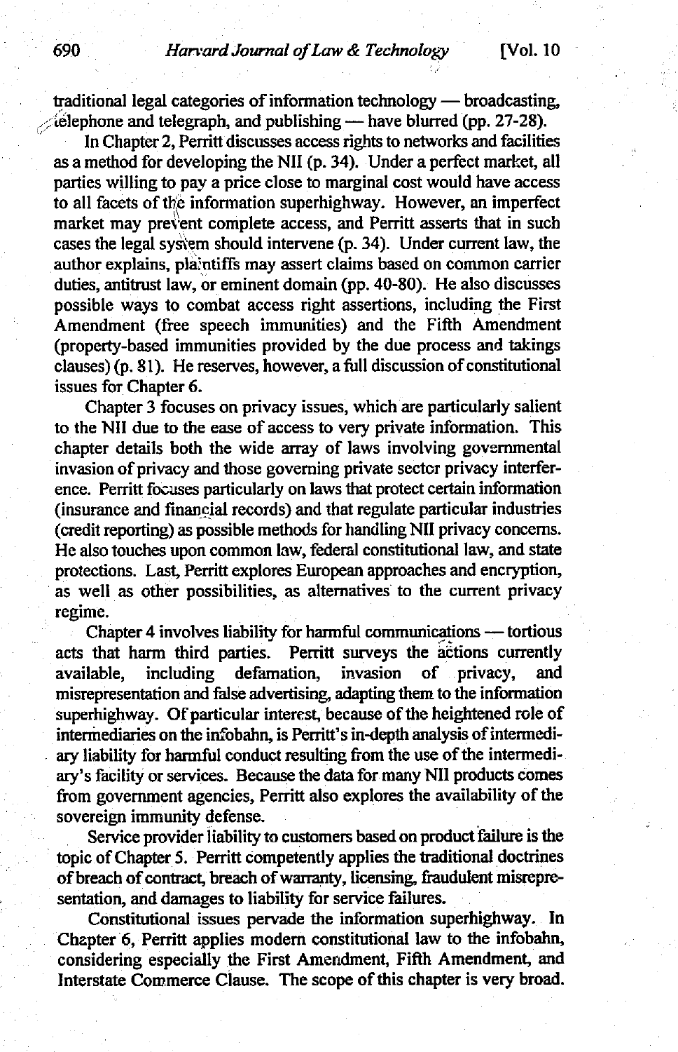traditional legal categories of information technology — broadcasting, telephone and telegraph, and publishing — have blurred (pp. 27-28).

In Chapter 2, Perritt discusses access rights to networks and facilities as a method for developing the NII (p. 34). Under a perfect market, all parties willing to pay a price close to marginal cost would have access to all facets of the information superhighway. However, an imperfect market may prevent complete access, and Perritt asserts that in such cases the legal system should intervene (p. 34). Under current law, the author explains, plaintiffs may assert claims based on common carrier duties, antitrust law, or eminent domain (pp. 40-80). He also discusses possible ways to combat access right assertions, including the First Amendment (free speech immunities) and the Fifth Amendment (property-based immunities provided by the due process and takings clauses) (p. 81). He reserves, however, a full discussion of constitutional issues for Chapter 6.

Chapter 3 focuses on privacy issues, which are particularly salient to the NII due to the ease of access to very private information. This chapter details both the wide array of laws involving governmental invasion of privacy and those governing private sector privacy interference. Perritt focuses particularly on laws that protect certain information (insurance and financial records) and that regulate particular industries (credit reporting) as possible methods for handling NII privacy concerns. He also touches upon common law, federal constitutional law, and state protections. Last, Perritt explores European approaches and encryption, as well as other possibilities, as alternatives to the current privacy regime.

Chapter 4 involves liability for harmful communications — tortious acts that harm third parties. Perritt surveys the actions currently available, including defamation, invasion of privacy, and misrepresentation and false advertising, adapting them to the information superhighway. Of particular interest, because of the heightened role of intermediaries on the infobahn, is Perritt's in-depth analysis of intermediary liability for harmful conduct resulting from the use of the intermediary's facility or services. Because the data for many NII products comes from government agencies, Perritt also explores the availability of the sovereign immunity defense.

Service provider liability to customers based on product failure is the topic of Chapter 5. Perritt competently applies the traditional doctrines of breach of contract, breach of warranty, licensing, fraudulent misrepresentation, and damages to liability for service failures.

Constitutional issues pervade the information superhighway. In Chapter 6, Perritt applies modern constitutional law to the infobahn, considering especially the First Amendment, Fifth Amendment, and Interstate Commerce Clause. The scope of this chapter is very broad.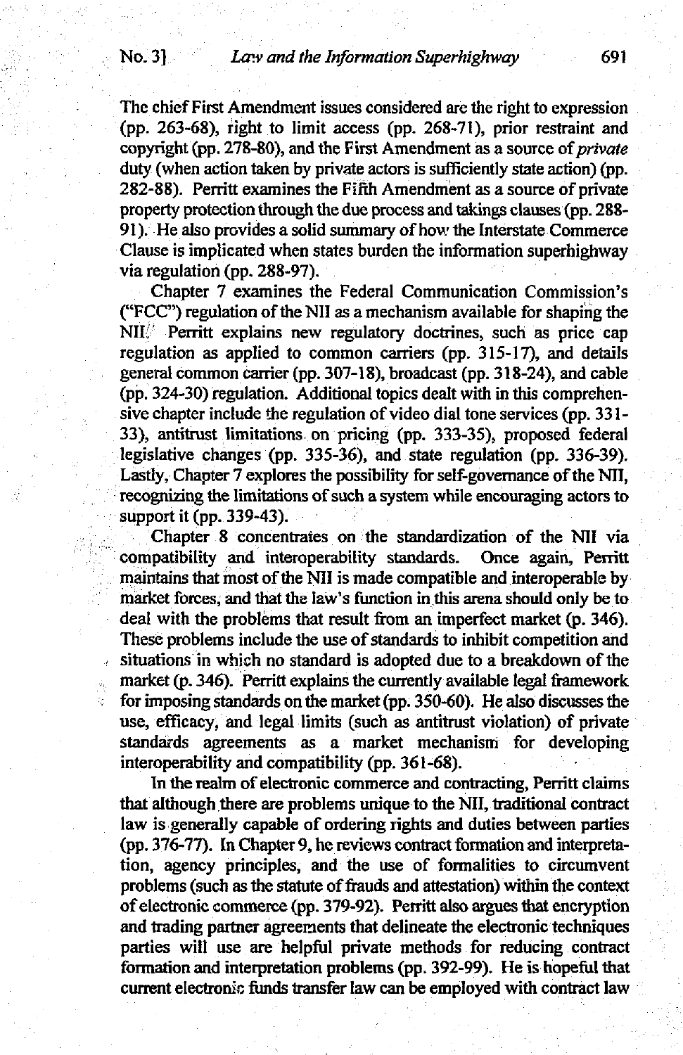The chief First Amendment issues considered are the right to expression (pp. 263-68), right to limit access (pp. 268-71), prior restraint and copyright (pp. 278-80), and the First Amendment as a source of *private* duty (when action taken by private actors is sufficiently state action) (pp. 282-88). Perritt examines the Fifth Amendment as a source of private property protection through the due process and takings clauses (pp. 288-91). He also provides a solid summary of how the Interstate Commerce Clause is implicated when states burden the information superhighway via regulation (pp. 288-97).

Chapter 7 examines the Federal Communication Commission's ("FCC") regulation of the NII as a mechanism available for shaping the NII. Perritt explains new regulatory doctrines, such as price cap regulation as applied to common carriers (pp. 315-17), and details general common carrier (pp. 307-18), broadcast (pp. 318-24), and cable (pp. 324-30) regulation. Additional topics dealt with in this comprehensive chapter include the regulation of video dial tone services (pp. 331-33), antitrust limitations on pricing (pp. 333-35), proposed federal legislative changes (pp. 335-36), and state regulation (pp. 336-39). Lastly, Chapter 7 explores the possibility for self-governance of the NII, recognizing the limitations of such a system while encouraging actors to support it (pp. 339-43).

Chapter 8 concentrates on the standardization of the NII via compatibility and interoperability standards. Once again, Perritt maintains that most of the NII is made compatible and interoperable by market forces, and that the law's function in this arena should only be to deal with the problems that result from an imperfect market (p. 346). These problems include the use of standards to inhibit competition and situations in which no standard is adopted due to a breakdown of the market (p. 346). Perritt explains the currently available legal framework for imposing standards on the market (pp. 350-60). He also discusses the use, efficacy, and legal limits (such as antitrust violation) of private standards agreements as a market mechanism for developing interoperability and compatibility (pp. 361-68).

In the realm of electronic commerce and contracting, Perritt claims that although there are problems unique to the NII, traditional contract law is generally capable of ordering rights and duties between parties (pp. 376-77). In Chapter 9, he reviews contract formation and interpretation, agency principles, and the use of formalities to circumvent problems (such as the statute of frauds and attestation) within the context of electronic commerce (pp. 379-92). Perritt also argues that encryption and trading partner agreements that delineate the electronic techniques parties will use are helpful private methods for reducing contract formation and interpretation problems (pp. 392-99). He is hopeful that current electronic funds transfer law can be employed with contract law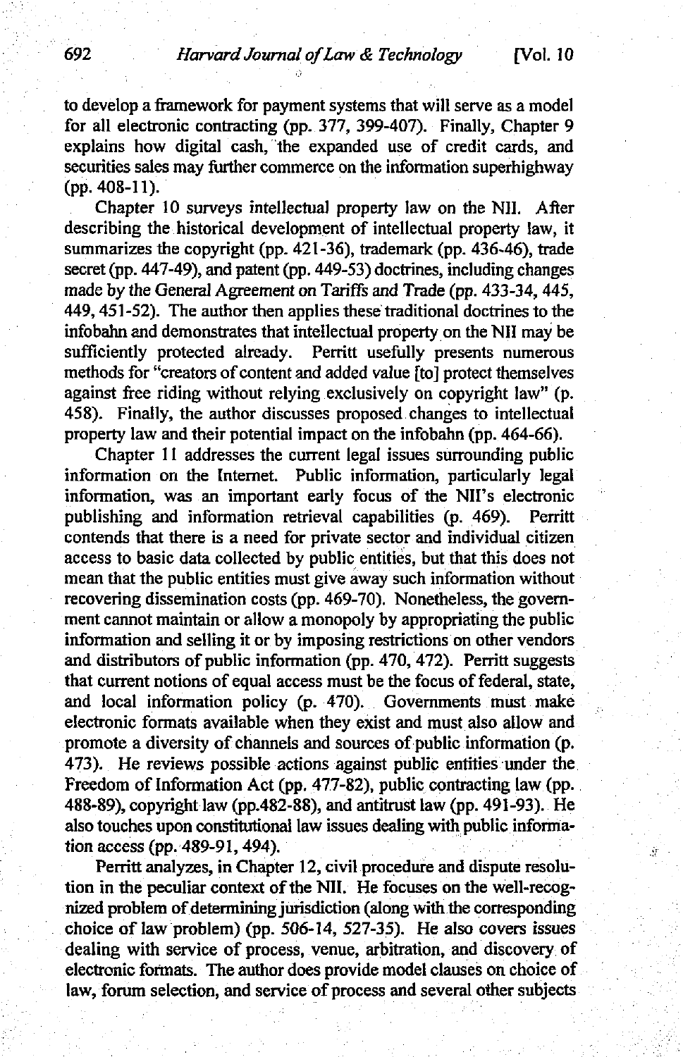to develop a framework for payment systems that will serve as a model for all electronic contracting (pp. 377, 399-407). Finally, Chapter 9 explains how digital cash, the expanded use of credit cards, and securities sales may further commerce on the information superhighway (pp. 408-11).

Chapter 10 surveys intellectual property law on the NII. After describing the historical development of intellectual property law, it summarizes the copyright (pp. 421-36), trademark (pp. 436-46), trade secret (pp. 447-49), and patent (pp. 449-53) doctrines, including changes made by the General Agreement on Tariffs and Trade (pp. 433-34, 445, 449, 451-52). The author then applies these traditional doctrines to the infobahn and demonstrates that intellectual property on the NII may be sufficiently protected already. Perritt usefully presents numerous methods for "creators of content and added value [to] protect themselves against free riding without relying exclusively on copyright law" (p. 458). Finally, the author discusses proposed changes to intellectual property law and their potential impact on the infobahn (pp. 464-66).

Chapter 11 addresses the current legal issues surrounding public information on the Internet. Public information, particularly legal information, was an important early focus of the NII's electronic publishing and information retrieval capabilities (p. 469). Perritt contends that there is a need for private sector and individual citizen access to basic data collected by public entities, but that this does not mean that the public entities must give away such information without recovering dissemination costs (pp. 469-70). Nonetheless, the government cannot maintain or allow a monopoly by appropriating the public information and selling it or by imposing restrictions on other vendors and distributors of public information (pp. 470, 472). Perritt suggests that current notions of equal access must be the focus of federal, state, and local information policy (p. 470). Governments must make electronic formats available when they exist and must also allow and promote a diversity of channels and sources of public information (p. 473). He reviews possible actions against public entities under the Freedom of Information Act (pp. 477-82), public contracting law (pp. 488-89), copyright law (pp.482-88), and antitrust law (pp. 491-93). He also touches upon constitutional law issues dealing with public information access (pp. 489-91, 494).

Perritt analyzes, in Chapter 12, civil procedure and dispute resolution in the peculiar context of the NII. He focuses on the well-recognized problem of determining jurisdiction (along with the corresponding choice of law problem) (pp. 506-14, 527-35). He also covers issues dealing with service of process, venue, arbitration, and discovery of electronic formats. The author does provide model clauses on choice of law, forum selection, and service of process and several other subjects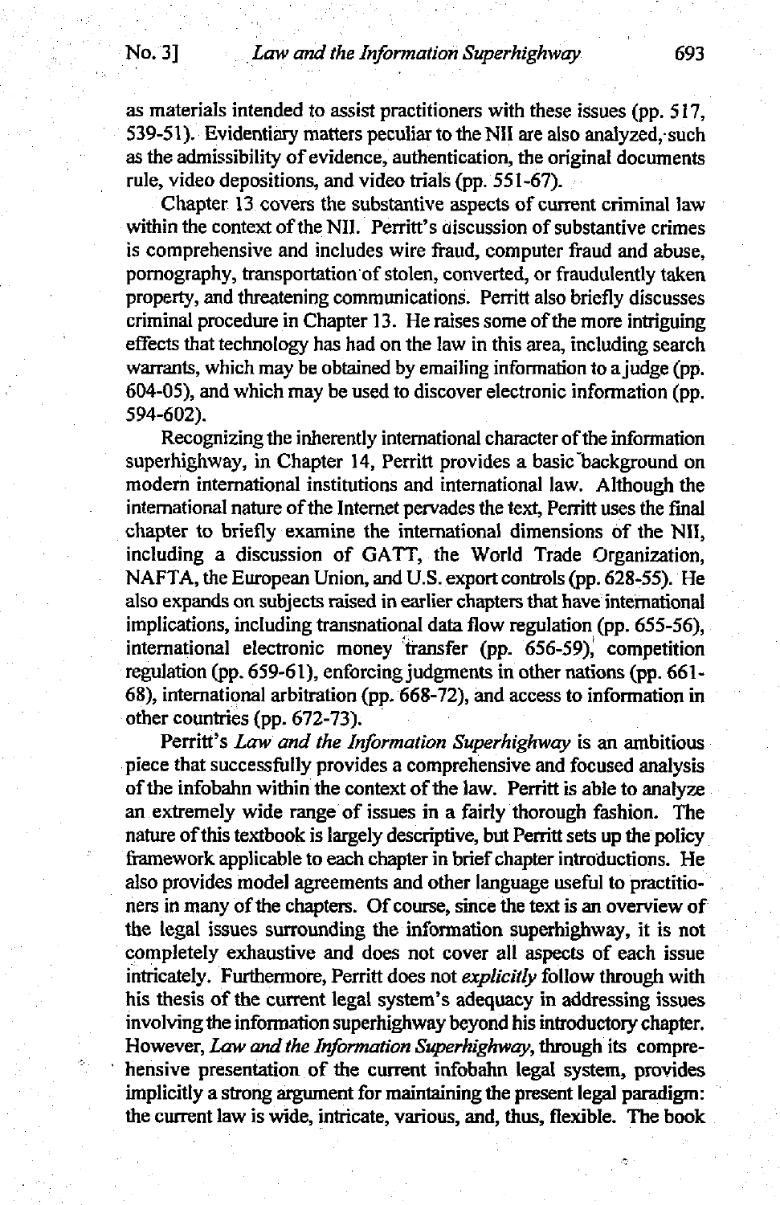as materials intended to assist practitioners with these issues (pp. 517, 539-51). Evidentiary matters peculiar to the NII are also analyzed, such as the admissibility of evidence, authentication, the original documents rule, video depositions, and video trials (pp. 551-67).

Chapter 13 covers the substantive aspects of current criminal law within the context of the NII. Perritt's discussion of substantive crimes is comprehensive and includes wire fraud, computer fraud and abuse, pornography, transportation of stolen, converted, or fraudulently taken property, and threatening communications. Perritt also briefly discusses criminal procedure in Chapter 13. He raises some of the more intriguing effects that technology has had on the law in this area, including search warrants, which may be obtained by emailing information to a judge (pp. 604-05), and which may be used to discover electronic information (pp. 594-602).

Recognizing the inherently international character of the information superhighway, in Chapter 14, Perritt provides a basic background on modern international institutions and international law. Although the international nature of the Internet pervades the text, Perritt uses the final chapter to briefly examine the international dimensions of the NII, including a discussion of GATT, the World Trade Organization, NAFTA, the European Union, and U.S. export controls (pp. 628-55). He also expands on subjects raised in earlier chapters that have international implications, including transnational data flow regulation (pp. 655-56), international electronic money transfer (pp. 656-59), competition regulation (pp. 659-61), enforcing judgments in other nations (pp. 661-68), international arbitration (pp. 668-72), and access to information in other countries (pp. 672-73).

Perritt's *Law and the Information Superhighway* is an ambitious piece that successfully provides a comprehensive and focused analysis of the infobahn within the context of the law. Perritt is able to analyze an extremely wide range of issues in a fairly thorough fashion. The nature of this textbook is largely descriptive, but Perritt sets up the policy framework applicable to each chapter in brief chapter introductions. He also provides model agreements and other language useful to practitioners in many of the chapters. Of course, since the text is an overview of the legal issues surrounding the information superhighway, it is not completely exhaustive and does not cover all aspects of each issue intricately. Furthermore, Perritt does not *explicitly* follow through with his thesis of the current legal system's adequacy in addressing issues involving the information superhighway beyond his introductory chapter. However, *Law and the Information Superhighway*, through its comprehensive presentation of the current infobahn legal system, provides implicitly a strong argument for maintaining the present legal paradigm: the current law is wide, intricate, various, and, thus, flexible. The book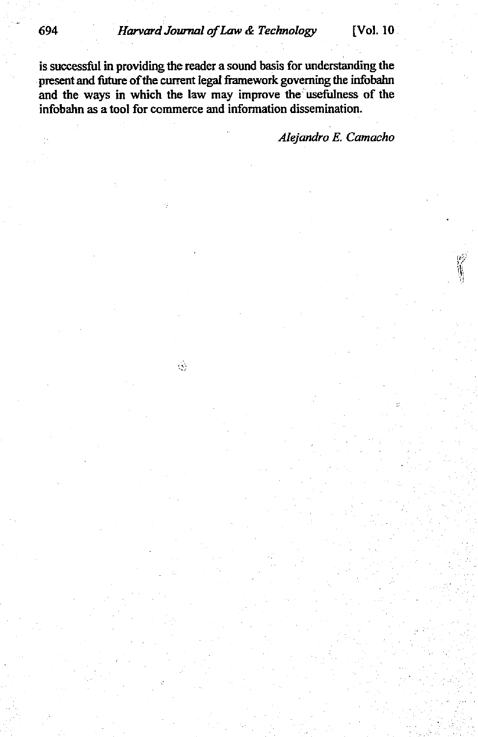is successful in providing the reader a sound basis for understanding the present and future of the current legal framework governing the infobahn and the ways in which the law may improve the usefulness of the infobahn as a tool for commerce and information dissemination.

*Alejandro E. Camacho*